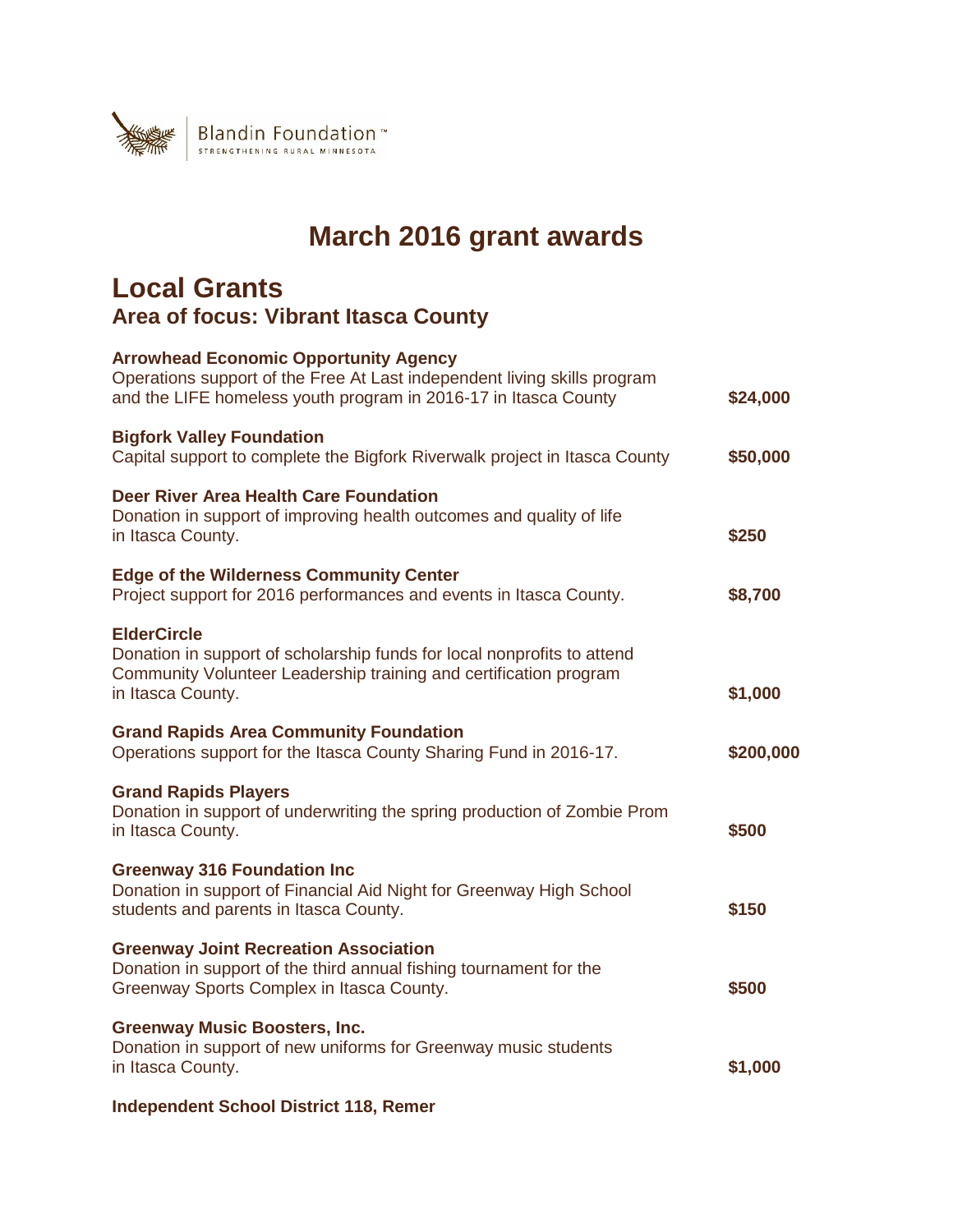Blandin Foundation™
STRENGTHENING RURAL MINNESOTA

# March 2016 grant awards

## Local Grants

### Area of focus: Vibrant Itasca County

**Arrowhead Economic Opportunity Agency**
Operations support of the Free At Last independent living skills program and the LIFE homeless youth program in 2016-17 in Itasca County **$24,000**

**Bigfork Valley Foundation**
Capital support to complete the Bigfork Riverwalk project in Itasca County **$50,000**

**Deer River Area Health Care Foundation**
Donation in support of improving health outcomes and quality of life in Itasca County. **$250**

**Edge of the Wilderness Community Center**
Project support for 2016 performances and events in Itasca County. **$8,700**

**ElderCircle**
Donation in support of scholarship funds for local nonprofits to attend Community Volunteer Leadership training and certification program in Itasca County. **$1,000**

**Grand Rapids Area Community Foundation**
Operations support for the Itasca County Sharing Fund in 2016-17. **$200,000**

**Grand Rapids Players**
Donation in support of underwriting the spring production of Zombie Prom in Itasca County. **$500**

**Greenway 316 Foundation Inc**
Donation in support of Financial Aid Night for Greenway High School students and parents in Itasca County. **$150**

**Greenway Joint Recreation Association**
Donation in support of the third annual fishing tournament for the Greenway Sports Complex in Itasca County. **$500**

**Greenway Music Boosters, Inc.**
Donation in support of new uniforms for Greenway music students in Itasca County. **$1,000**

**Independent School District 118, Remer**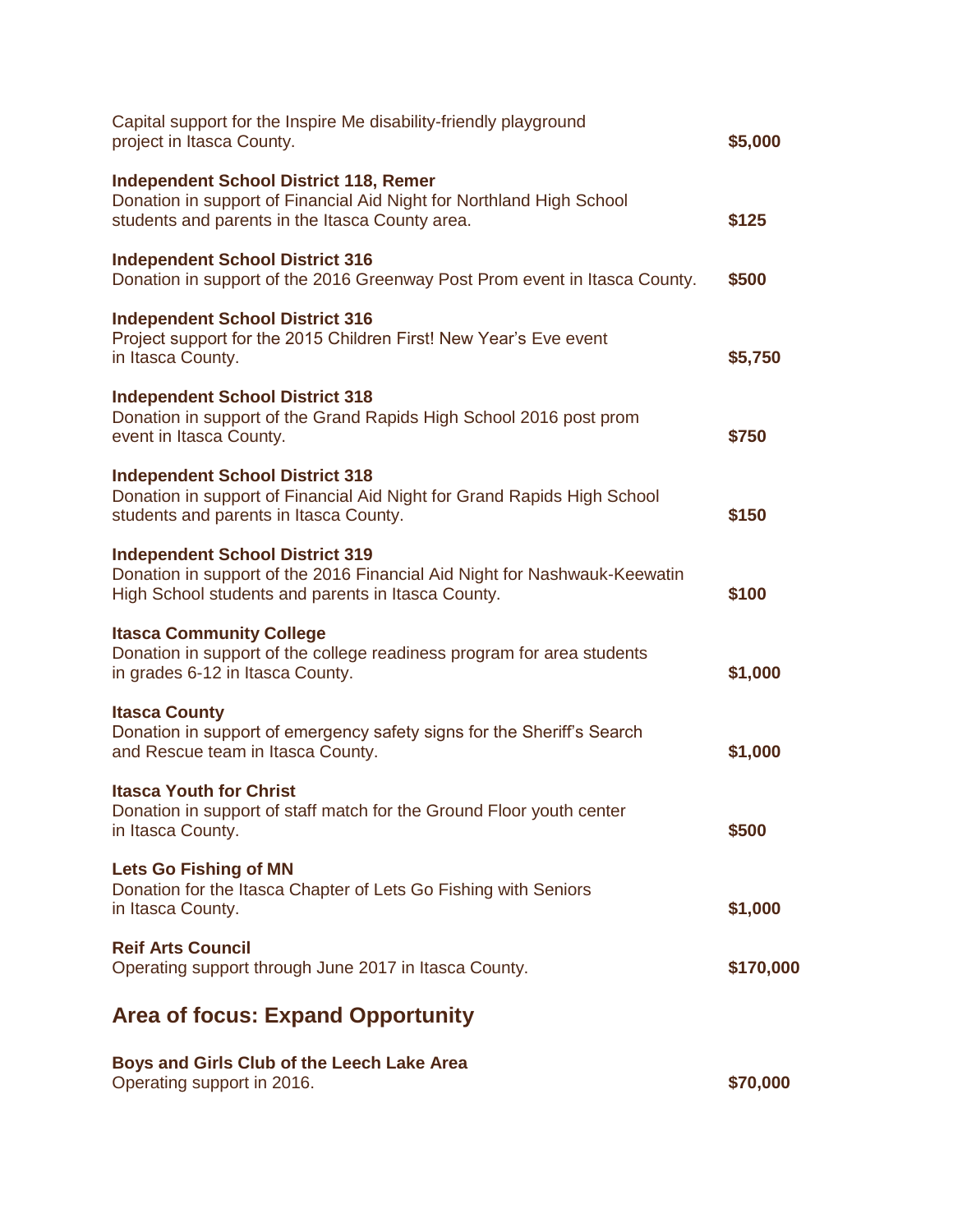Capital support for the Inspire Me disability-friendly playground project in Itasca County. **$5,000**

**Independent School District 118, Remer**
Donation in support of Financial Aid Night for Northland High School students and parents in the Itasca County area. **$125**

**Independent School District 316**
Donation in support of the 2016 Greenway Post Prom event in Itasca County. **$500**

**Independent School District 316**
Project support for the 2015 Children First! New Year's Eve event in Itasca County. **$5,750**

**Independent School District 318**
Donation in support of the Grand Rapids High School 2016 post prom event in Itasca County. **$750**

**Independent School District 318**
Donation in support of Financial Aid Night for Grand Rapids High School students and parents in Itasca County. **$150**

**Independent School District 319**
Donation in support of the 2016 Financial Aid Night for Nashwauk-Keewatin High School students and parents in Itasca County. **$100**

**Itasca Community College**
Donation in support of the college readiness program for area students in grades 6-12 in Itasca County. **$1,000**

**Itasca County**
Donation in support of emergency safety signs for the Sheriff's Search and Rescue team in Itasca County. **$1,000**

**Itasca Youth for Christ**
Donation in support of staff match for the Ground Floor youth center in Itasca County. **$500**

**Lets Go Fishing of MN**
Donation for the Itasca Chapter of Lets Go Fishing with Seniors in Itasca County. **$1,000**

**Reif Arts Council**
Operating support through June 2017 in Itasca County. **$170,000**

## Area of focus: Expand Opportunity

**Boys and Girls Club of the Leech Lake Area**
Operating support in 2016. **$70,000**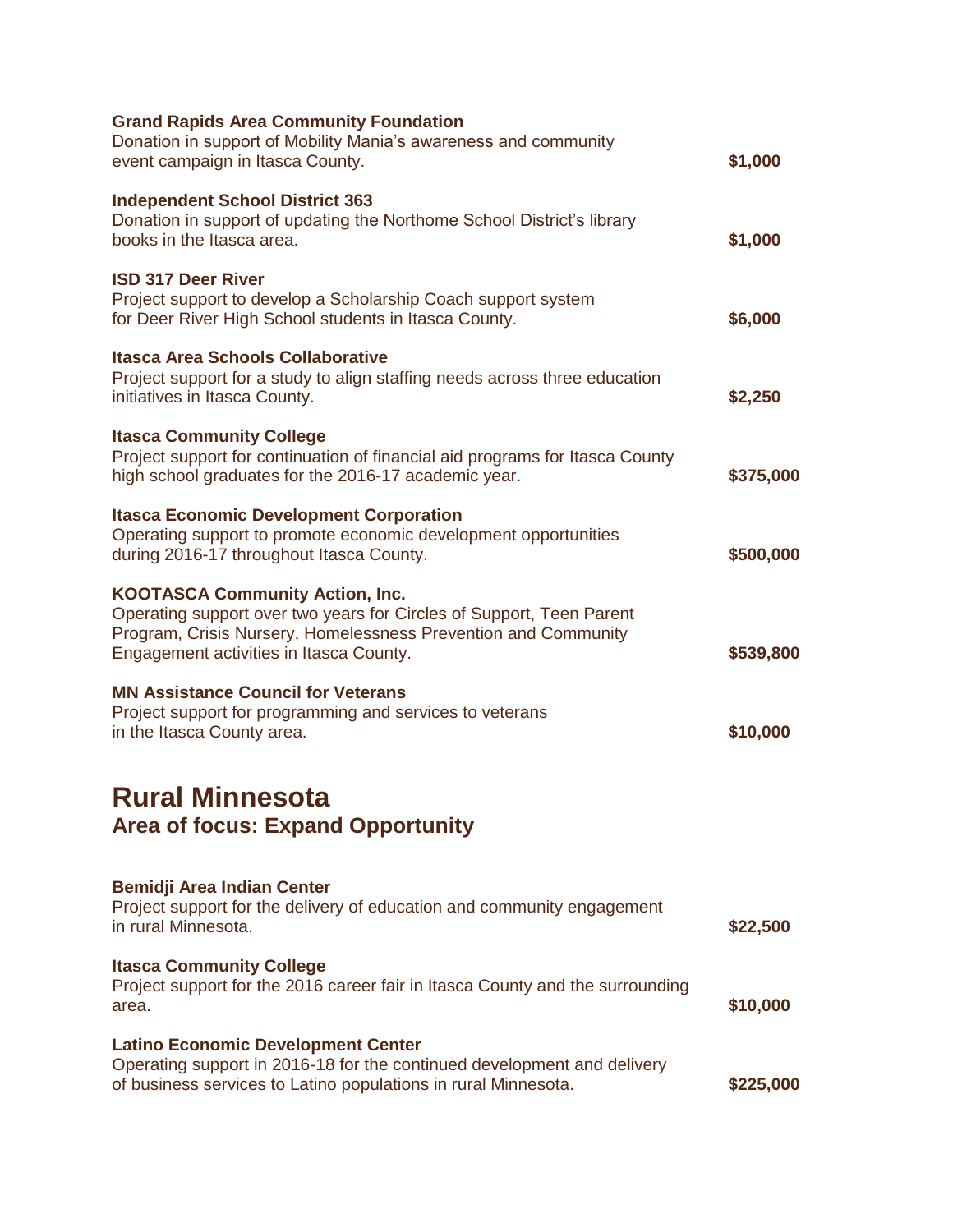**Grand Rapids Area Community Foundation**
Donation in support of Mobility Mania's awareness and community event campaign in Itasca County. **$1,000**

**Independent School District 363**
Donation in support of updating the Northome School District's library books in the Itasca area. **$1,000**

**ISD 317 Deer River**
Project support to develop a Scholarship Coach support system for Deer River High School students in Itasca County. **$6,000**

**Itasca Area Schools Collaborative**
Project support for a study to align staffing needs across three education initiatives in Itasca County. **$2,250**

**Itasca Community College**
Project support for continuation of financial aid programs for Itasca County high school graduates for the 2016-17 academic year. **$375,000**

**Itasca Economic Development Corporation**
Operating support to promote economic development opportunities during 2016-17 throughout Itasca County. **$500,000**

**KOOTASCA Community Action, Inc.**
Operating support over two years for Circles of Support, Teen Parent Program, Crisis Nursery, Homelessness Prevention and Community Engagement activities in Itasca County. **$539,800**

**MN Assistance Council for Veterans**
Project support for programming and services to veterans in the Itasca County area. **$10,000**

# Rural Minnesota

## Area of focus: Expand Opportunity

**Bemidji Area Indian Center**
Project support for the delivery of education and community engagement in rural Minnesota. **$22,500**

**Itasca Community College**
Project support for the 2016 career fair in Itasca County and the surrounding area. **$10,000**

**Latino Economic Development Center**
Operating support in 2016-18 for the continued development and delivery of business services to Latino populations in rural Minnesota. **$225,000**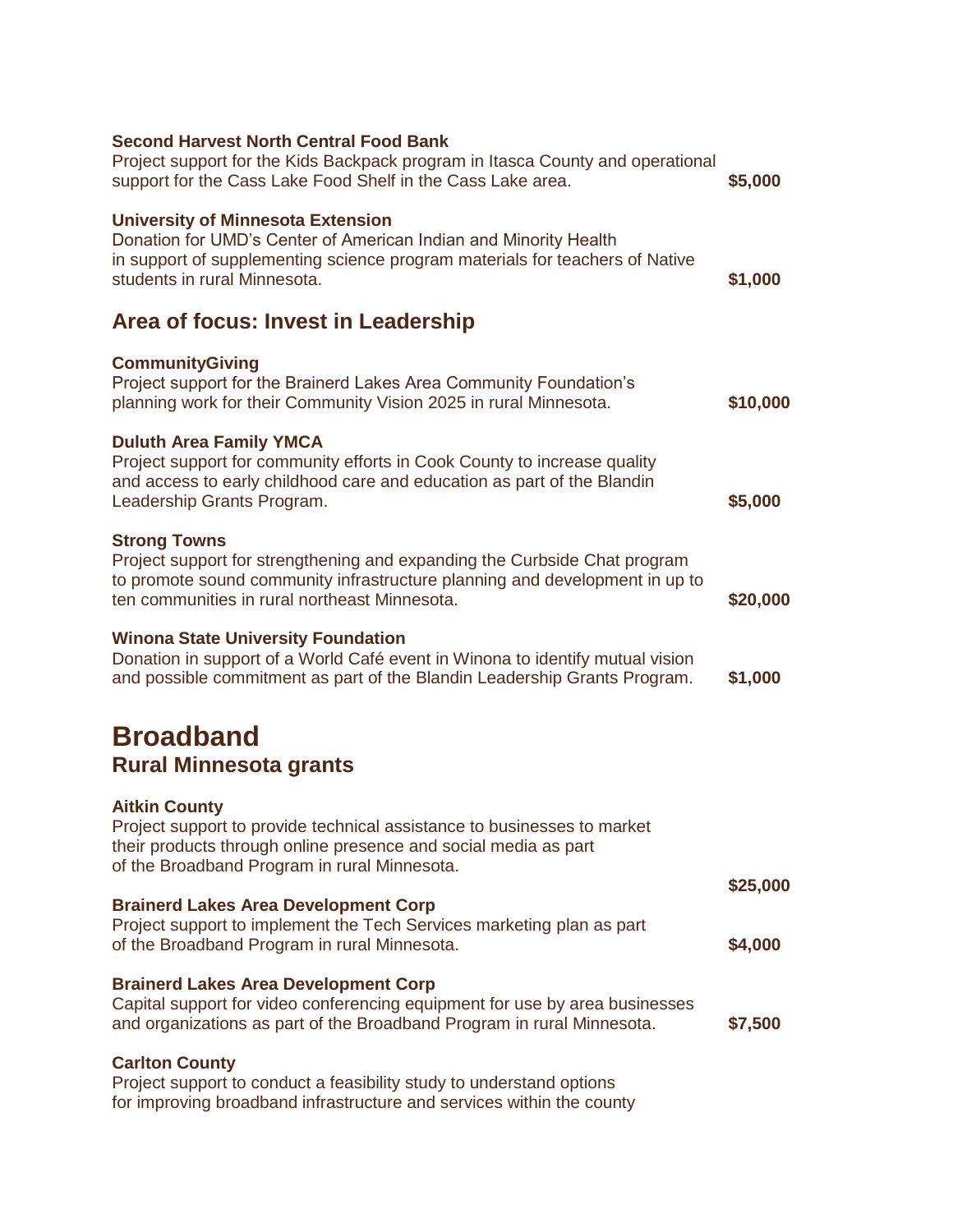**Second Harvest North Central Food Bank**
Project support for the Kids Backpack program in Itasca County and operational support for the Cass Lake Food Shelf in the Cass Lake area. **$5,000**

**University of Minnesota Extension**
Donation for UMD's Center of American Indian and Minority Health in support of supplementing science program materials for teachers of Native students in rural Minnesota. **$1,000**

## Area of focus: Invest in Leadership

**CommunityGiving**
Project support for the Brainerd Lakes Area Community Foundation's planning work for their Community Vision 2025 in rural Minnesota. **$10,000**

**Duluth Area Family YMCA**
Project support for community efforts in Cook County to increase quality and access to early childhood care and education as part of the Blandin Leadership Grants Program. **$5,000**

**Strong Towns**
Project support for strengthening and expanding the Curbside Chat program to promote sound community infrastructure planning and development in up to ten communities in rural northeast Minnesota. **$20,000**

**Winona State University Foundation**
Donation in support of a World Café event in Winona to identify mutual vision and possible commitment as part of the Blandin Leadership Grants Program. **$1,000**

# Broadband

## Rural Minnesota grants

**Aitkin County**
Project support to provide technical assistance to businesses to market their products through online presence and social media as part of the Broadband Program in rural Minnesota. **$25,000**

**Brainerd Lakes Area Development Corp**
Project support to implement the Tech Services marketing plan as part of the Broadband Program in rural Minnesota. **$4,000**

**Brainerd Lakes Area Development Corp**
Capital support for video conferencing equipment for use by area businesses and organizations as part of the Broadband Program in rural Minnesota. **$7,500**

**Carlton County**
Project support to conduct a feasibility study to understand options for improving broadband infrastructure and services within the county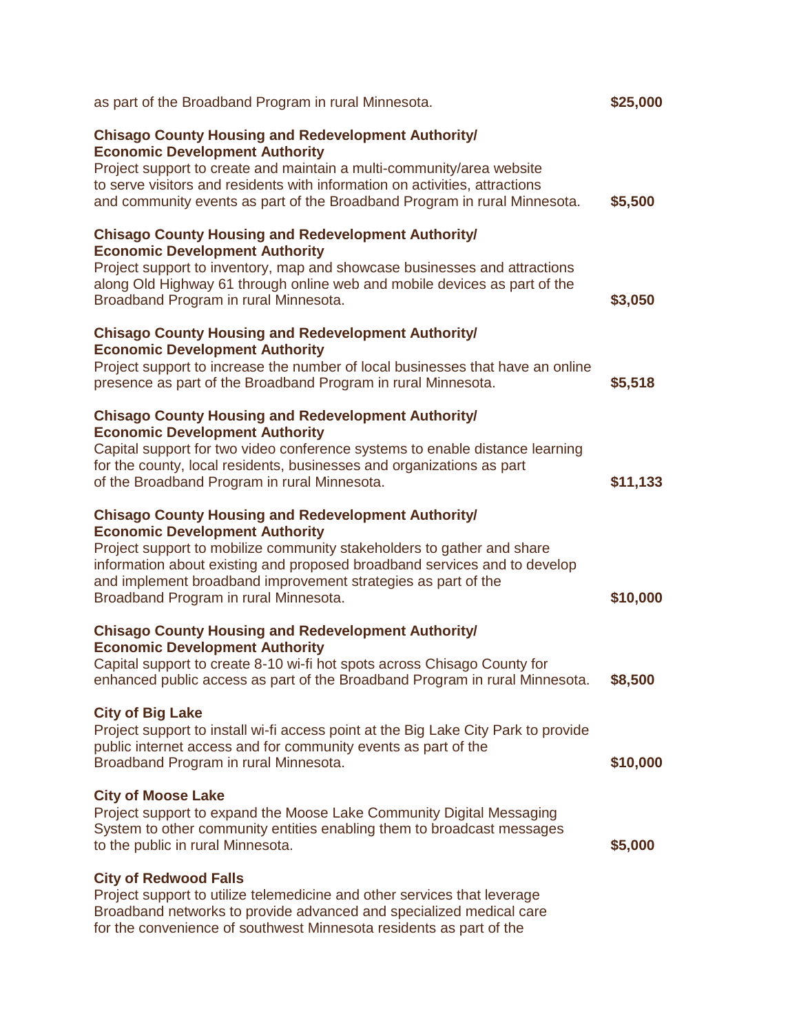as part of the Broadband Program in rural Minnesota. **$25,000**

**Chisago County Housing and Redevelopment Authority/ Economic Development Authority**
Project support to create and maintain a multi-community/area website to serve visitors and residents with information on activities, attractions and community events as part of the Broadband Program in rural Minnesota. **$5,500**

**Chisago County Housing and Redevelopment Authority/ Economic Development Authority**
Project support to inventory, map and showcase businesses and attractions along Old Highway 61 through online web and mobile devices as part of the Broadband Program in rural Minnesota. **$3,050**

**Chisago County Housing and Redevelopment Authority/ Economic Development Authority**
Project support to increase the number of local businesses that have an online presence as part of the Broadband Program in rural Minnesota. **$5,518**

**Chisago County Housing and Redevelopment Authority/ Economic Development Authority**
Capital support for two video conference systems to enable distance learning for the county, local residents, businesses and organizations as part of the Broadband Program in rural Minnesota. **$11,133**

**Chisago County Housing and Redevelopment Authority/ Economic Development Authority**
Project support to mobilize community stakeholders to gather and share information about existing and proposed broadband services and to develop and implement broadband improvement strategies as part of the Broadband Program in rural Minnesota. **$10,000**

**Chisago County Housing and Redevelopment Authority/ Economic Development Authority**
Capital support to create 8-10 wi-fi hot spots across Chisago County for enhanced public access as part of the Broadband Program in rural Minnesota. **$8,500**

**City of Big Lake**
Project support to install wi-fi access point at the Big Lake City Park to provide public internet access and for community events as part of the Broadband Program in rural Minnesota. **$10,000**

**City of Moose Lake**
Project support to expand the Moose Lake Community Digital Messaging System to other community entities enabling them to broadcast messages to the public in rural Minnesota. **$5,000**

**City of Redwood Falls**
Project support to utilize telemedicine and other services that leverage Broadband networks to provide advanced and specialized medical care for the convenience of southwest Minnesota residents as part of the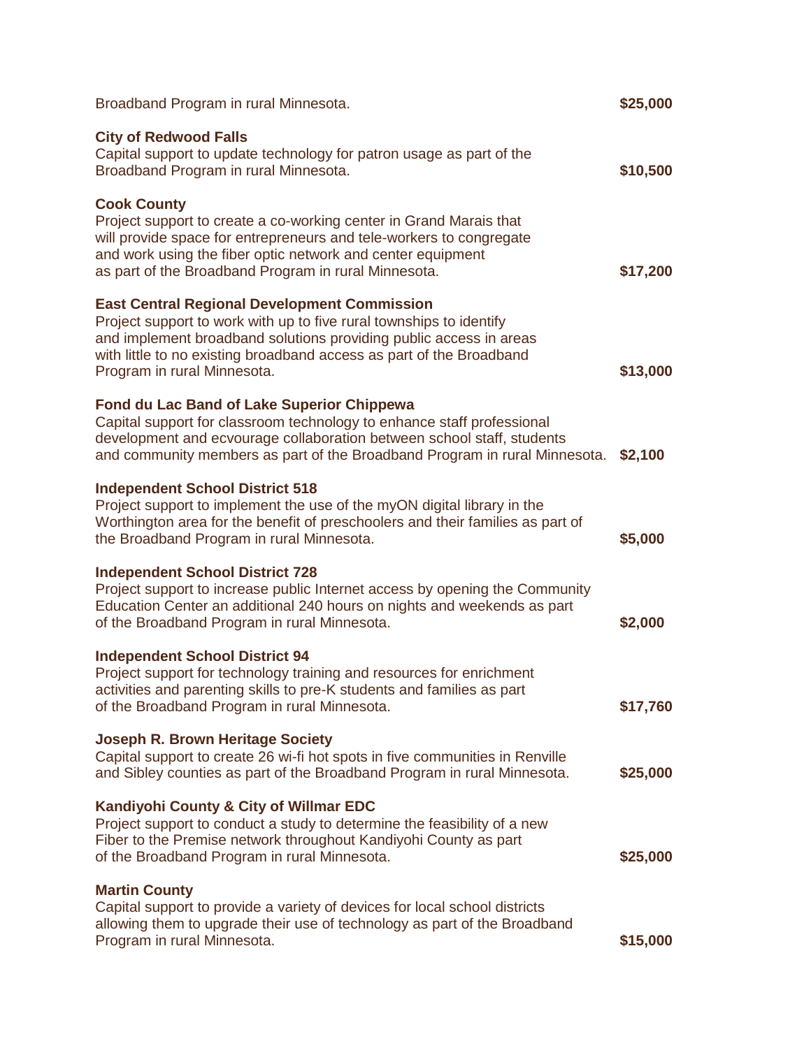Broadband Program in rural Minnesota. **$25,000**

**City of Redwood Falls**
Capital support to update technology for patron usage as part of the Broadband Program in rural Minnesota. **$10,500**

**Cook County**
Project support to create a co-working center in Grand Marais that will provide space for entrepreneurs and tele-workers to congregate and work using the fiber optic network and center equipment as part of the Broadband Program in rural Minnesota. **$17,200**

**East Central Regional Development Commission**
Project support to work with up to five rural townships to identify and implement broadband solutions providing public access in areas with little to no existing broadband access as part of the Broadband Program in rural Minnesota. **$13,000**

**Fond du Lac Band of Lake Superior Chippewa**
Capital support for classroom technology to enhance staff professional development and ecvourage collaboration between school staff, students and community members as part of the Broadband Program in rural Minnesota. **$2,100**

**Independent School District 518**
Project support to implement the use of the myON digital library in the Worthington area for the benefit of preschoolers and their families as part of the Broadband Program in rural Minnesota. **$5,000**

**Independent School District 728**
Project support to increase public Internet access by opening the Community Education Center an additional 240 hours on nights and weekends as part of the Broadband Program in rural Minnesota. **$2,000**

**Independent School District 94**
Project support for technology training and resources for enrichment activities and parenting skills to pre-K students and families as part of the Broadband Program in rural Minnesota. **$17,760**

**Joseph R. Brown Heritage Society**
Capital support to create 26 wi-fi hot spots in five communities in Renville and Sibley counties as part of the Broadband Program in rural Minnesota. **$25,000**

**Kandiyohi County & City of Willmar EDC**
Project support to conduct a study to determine the feasibility of a new Fiber to the Premise network throughout Kandiyohi County as part of the Broadband Program in rural Minnesota. **$25,000**

**Martin County**
Capital support to provide a variety of devices for local school districts allowing them to upgrade their use of technology as part of the Broadband Program in rural Minnesota. **$15,000**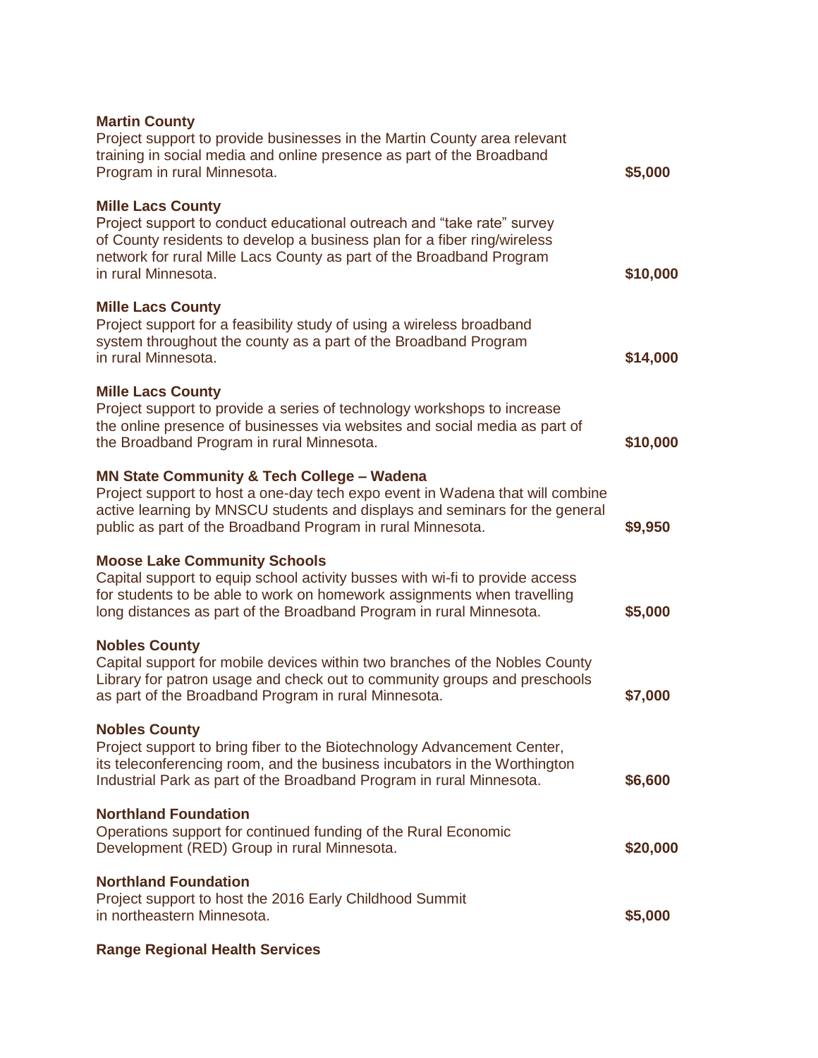**Martin County**
Project support to provide businesses in the Martin County area relevant training in social media and online presence as part of the Broadband Program in rural Minnesota. **$5,000**

**Mille Lacs County**
Project support to conduct educational outreach and "take rate" survey of County residents to develop a business plan for a fiber ring/wireless network for rural Mille Lacs County as part of the Broadband Program in rural Minnesota. **$10,000**

**Mille Lacs County**
Project support for a feasibility study of using a wireless broadband system throughout the county as a part of the Broadband Program in rural Minnesota. **$14,000**

**Mille Lacs County**
Project support to provide a series of technology workshops to increase the online presence of businesses via websites and social media as part of the Broadband Program in rural Minnesota. **$10,000**

**MN State Community & Tech College – Wadena**
Project support to host a one-day tech expo event in Wadena that will combine active learning by MNSCU students and displays and seminars for the general public as part of the Broadband Program in rural Minnesota. **$9,950**

**Moose Lake Community Schools**
Capital support to equip school activity busses with wi-fi to provide access for students to be able to work on homework assignments when travelling long distances as part of the Broadband Program in rural Minnesota. **$5,000**

**Nobles County**
Capital support for mobile devices within two branches of the Nobles County Library for patron usage and check out to community groups and preschools as part of the Broadband Program in rural Minnesota. **$7,000**

**Nobles County**
Project support to bring fiber to the Biotechnology Advancement Center, its teleconferencing room, and the business incubators in the Worthington Industrial Park as part of the Broadband Program in rural Minnesota. **$6,600**

**Northland Foundation**
Operations support for continued funding of the Rural Economic Development (RED) Group in rural Minnesota. **$20,000**

**Northland Foundation**
Project support to host the 2016 Early Childhood Summit in northeastern Minnesota. **$5,000**

**Range Regional Health Services**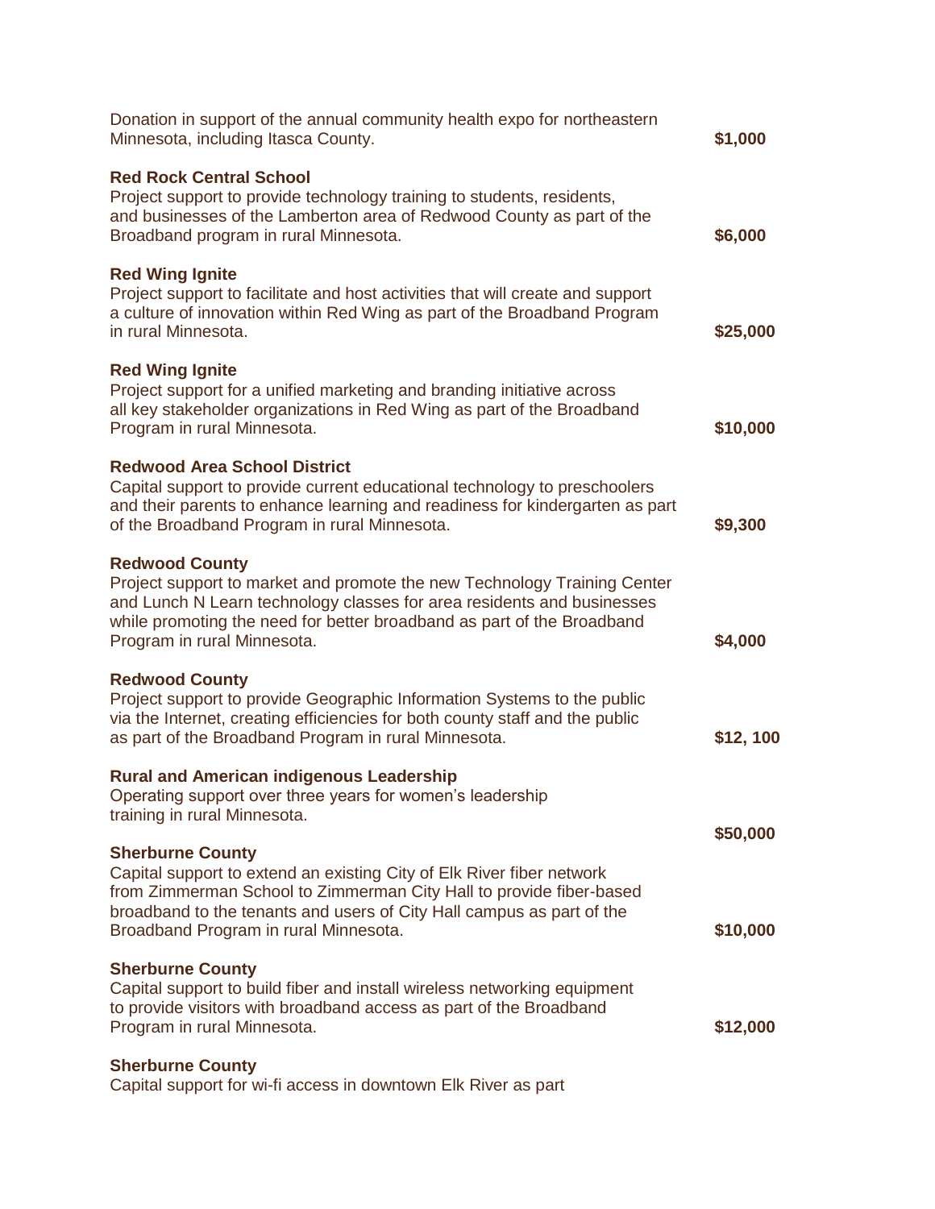Donation in support of the annual community health expo for northeastern Minnesota, including Itasca County. **$1,000**

**Red Rock Central School**
Project support to provide technology training to students, residents, and businesses of the Lamberton area of Redwood County as part of the Broadband program in rural Minnesota. **$6,000**

**Red Wing Ignite**
Project support to facilitate and host activities that will create and support a culture of innovation within Red Wing as part of the Broadband Program in rural Minnesota. **$25,000**

**Red Wing Ignite**
Project support for a unified marketing and branding initiative across all key stakeholder organizations in Red Wing as part of the Broadband Program in rural Minnesota. **$10,000**

**Redwood Area School District**
Capital support to provide current educational technology to preschoolers and their parents to enhance learning and readiness for kindergarten as part of the Broadband Program in rural Minnesota. **$9,300**

**Redwood County**
Project support to market and promote the new Technology Training Center and Lunch N Learn technology classes for area residents and businesses while promoting the need for better broadband as part of the Broadband Program in rural Minnesota. **$4,000**

**Redwood County**
Project support to provide Geographic Information Systems to the public via the Internet, creating efficiencies for both county staff and the public as part of the Broadband Program in rural Minnesota. **$12, 100**

**Rural and American indigenous Leadership**
Operating support over three years for women's leadership training in rural Minnesota. **$50,000**

**Sherburne County**
Capital support to extend an existing City of Elk River fiber network from Zimmerman School to Zimmerman City Hall to provide fiber-based broadband to the tenants and users of City Hall campus as part of the Broadband Program in rural Minnesota. **$10,000**

**Sherburne County**
Capital support to build fiber and install wireless networking equipment to provide visitors with broadband access as part of the Broadband Program in rural Minnesota. **$12,000**

**Sherburne County**
Capital support for wi-fi access in downtown Elk River as part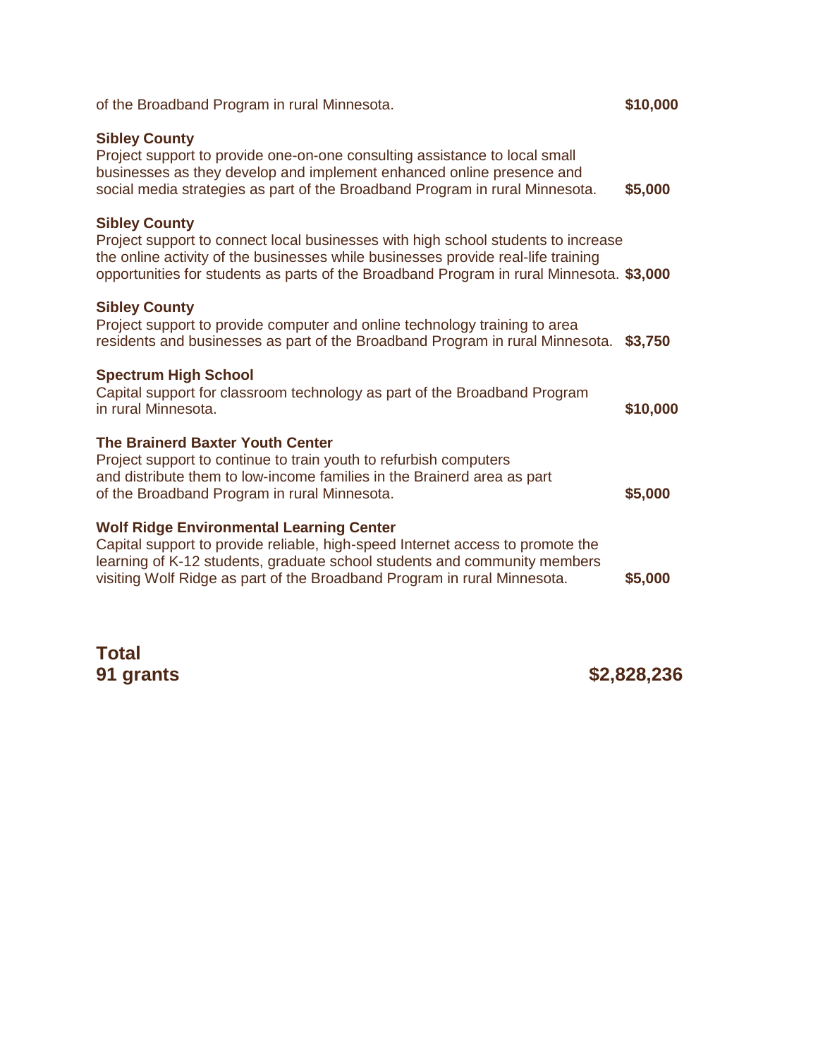of the Broadband Program in rural Minnesota. **$10,000**

**Sibley County**
Project support to provide one-on-one consulting assistance to local small businesses as they develop and implement enhanced online presence and social media strategies as part of the Broadband Program in rural Minnesota. **$5,000**

**Sibley County**
Project support to connect local businesses with high school students to increase the online activity of the businesses while businesses provide real-life training opportunities for students as parts of the Broadband Program in rural Minnesota. **$3,000**

**Sibley County**
Project support to provide computer and online technology training to area residents and businesses as part of the Broadband Program in rural Minnesota. **$3,750**

**Spectrum High School**
Capital support for classroom technology as part of the Broadband Program in rural Minnesota. **$10,000**

**The Brainerd Baxter Youth Center**
Project support to continue to train youth to refurbish computers and distribute them to low-income families in the Brainerd area as part of the Broadband Program in rural Minnesota. **$5,000**

**Wolf Ridge Environmental Learning Center**
Capital support to provide reliable, high-speed Internet access to promote the learning of K-12 students, graduate school students and community members visiting Wolf Ridge as part of the Broadband Program in rural Minnesota. **$5,000**

## Total
## 91 grants **$2,828,236**